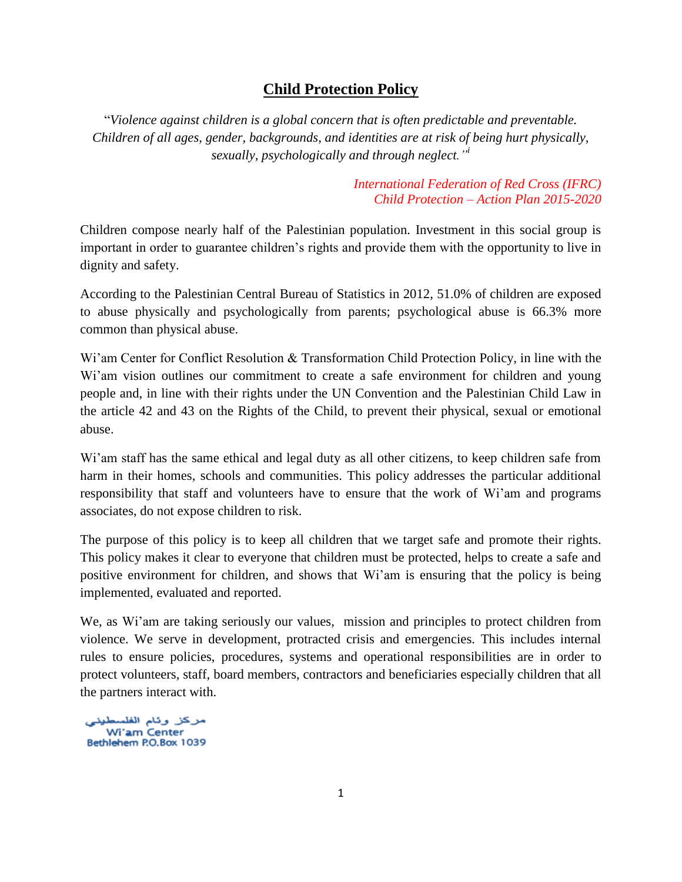# Child Protection Policy

"*Violence against children is a global concern that is often predictable and preventable. Children of all ages, gender, backgrounds, and identities are at risk of being hurt physically, sexually, psychologically and through neglect.*"[i]

*International Federation of Red Cross (IFRC)*
*Child Protection – Action Plan 2015-2020*

Children compose nearly half of the Palestinian population. Investment in this social group is important in order to guarantee children's rights and provide them with the opportunity to live in dignity and safety.

According to the Palestinian Central Bureau of Statistics in 2012, 51.0% of children are exposed to abuse physically and psychologically from parents; psychological abuse is 66.3% more common than physical abuse.

Wi'am Center for Conflict Resolution & Transformation Child Protection Policy, in line with the Wi'am vision outlines our commitment to create a safe environment for children and young people and, in line with their rights under the UN Convention and the Palestinian Child Law in the article 42 and 43 on the Rights of the Child, to prevent their physical, sexual or emotional abuse.

Wi'am staff has the same ethical and legal duty as all other citizens, to keep children safe from harm in their homes, schools and communities. This policy addresses the particular additional responsibility that staff and volunteers have to ensure that the work of Wi'am and programs associates, do not expose children to risk.

The purpose of this policy is to keep all children that we target safe and promote their rights. This policy makes it clear to everyone that children must be protected, helps to create a safe and positive environment for children, and shows that Wi'am is ensuring that the policy is being implemented, evaluated and reported.

We, as Wi'am are taking seriously our values, mission and principles to protect children from violence. We serve in development, protracted crisis and emergencies. This includes internal rules to ensure policies, procedures, systems and operational responsibilities are in order to protect volunteers, staff, board members, contractors and beneficiaries especially children that all the partners interact with.

مركز وئام الفلسطيني
Wi'am Center
Bethlehem P.O.Box 1039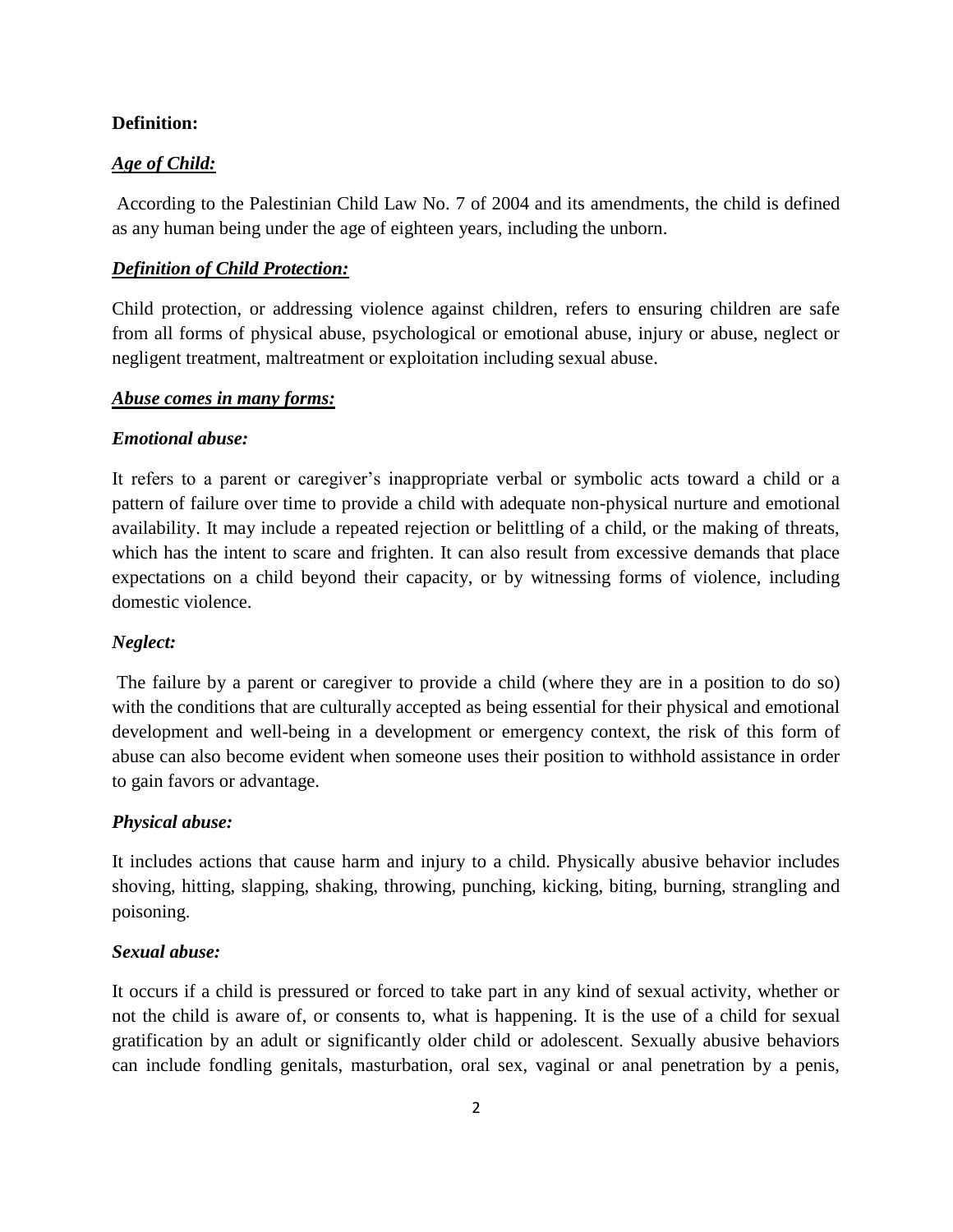**Definition:**

***Age of Child:***

According to the Palestinian Child Law No. 7 of 2004 and its amendments, the child is defined as any human being under the age of eighteen years, including the unborn.

***Definition of Child Protection:***

Child protection, or addressing violence against children, refers to ensuring children are safe from all forms of physical abuse, psychological or emotional abuse, injury or abuse, neglect or negligent treatment, maltreatment or exploitation including sexual abuse.

***Abuse comes in many forms:***

***Emotional abuse:***

It refers to a parent or caregiver's inappropriate verbal or symbolic acts toward a child or a pattern of failure over time to provide a child with adequate non-physical nurture and emotional availability. It may include a repeated rejection or belittling of a child, or the making of threats, which has the intent to scare and frighten. It can also result from excessive demands that place expectations on a child beyond their capacity, or by witnessing forms of violence, including domestic violence.

***Neglect:***

The failure by a parent or caregiver to provide a child (where they are in a position to do so) with the conditions that are culturally accepted as being essential for their physical and emotional development and well-being in a development or emergency context, the risk of this form of abuse can also become evident when someone uses their position to withhold assistance in order to gain favors or advantage.

***Physical abuse:***

It includes actions that cause harm and injury to a child. Physically abusive behavior includes shoving, hitting, slapping, shaking, throwing, punching, kicking, biting, burning, strangling and poisoning.

***Sexual abuse:***

It occurs if a child is pressured or forced to take part in any kind of sexual activity, whether or not the child is aware of, or consents to, what is happening. It is the use of a child for sexual gratification by an adult or significantly older child or adolescent. Sexually abusive behaviors can include fondling genitals, masturbation, oral sex, vaginal or anal penetration by a penis,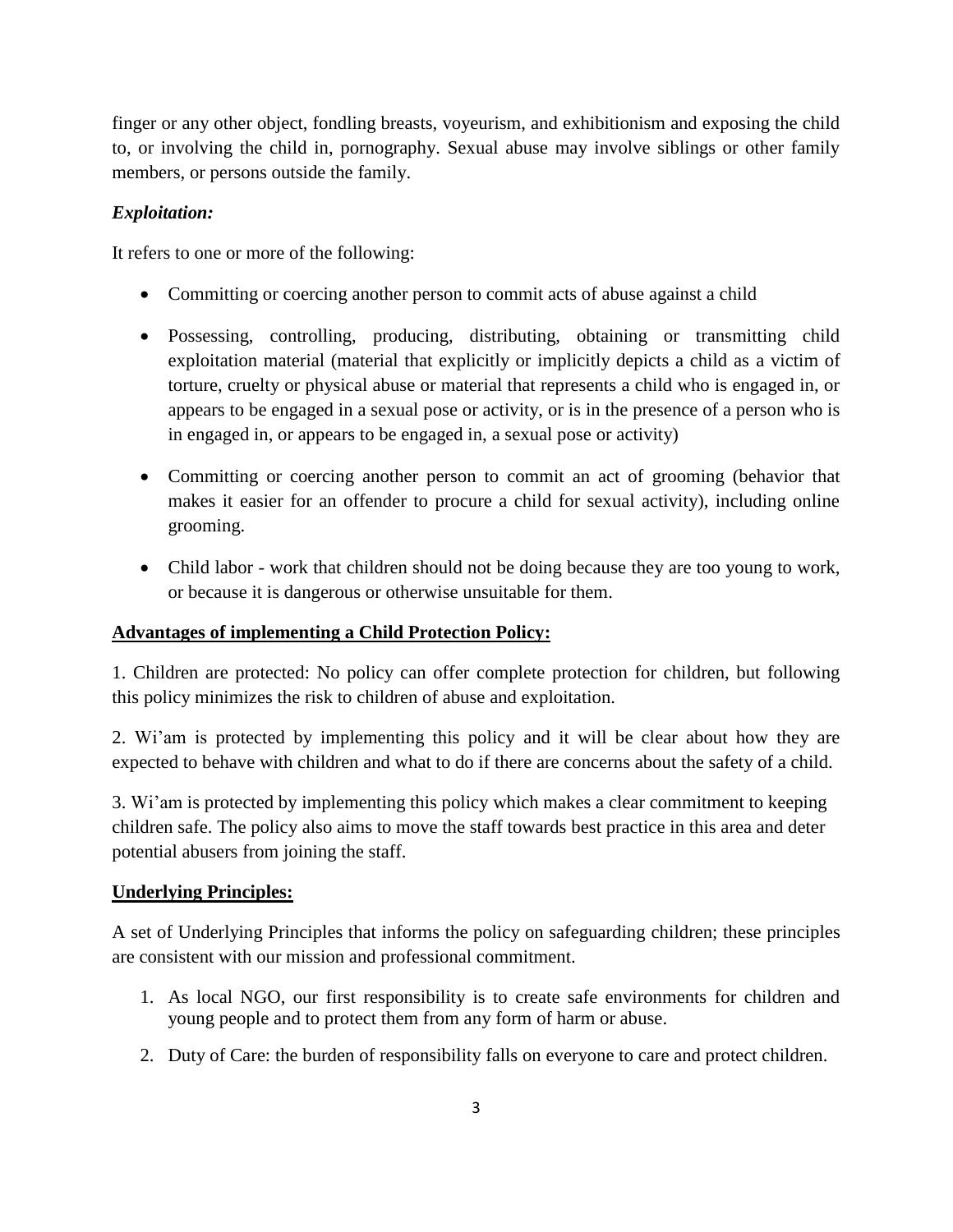finger or any other object, fondling breasts, voyeurism, and exhibitionism and exposing the child to, or involving the child in, pornography. Sexual abuse may involve siblings or other family members, or persons outside the family.

***Exploitation:***

It refers to one or more of the following:

- Committing or coercing another person to commit acts of abuse against a child
- Possessing, controlling, producing, distributing, obtaining or transmitting child exploitation material (material that explicitly or implicitly depicts a child as a victim of torture, cruelty or physical abuse or material that represents a child who is engaged in, or appears to be engaged in a sexual pose or activity, or is in the presence of a person who is in engaged in, or appears to be engaged in, a sexual pose or activity)
- Committing or coercing another person to commit an act of grooming (behavior that makes it easier for an offender to procure a child for sexual activity), including online grooming.
- Child labor - work that children should not be doing because they are too young to work, or because it is dangerous or otherwise unsuitable for them.

**<u>Advantages of implementing a Child Protection Policy:</u>**

1. Children are protected: No policy can offer complete protection for children, but following this policy minimizes the risk to children of abuse and exploitation.

2. Wi'am is protected by implementing this policy and it will be clear about how they are expected to behave with children and what to do if there are concerns about the safety of a child.

3. Wi'am is protected by implementing this policy which makes a clear commitment to keeping children safe. The policy also aims to move the staff towards best practice in this area and deter potential abusers from joining the staff.

**<u>Underlying Principles:</u>**

A set of Underlying Principles that informs the policy on safeguarding children; these principles are consistent with our mission and professional commitment.

1. As local NGO, our first responsibility is to create safe environments for children and young people and to protect them from any form of harm or abuse.
2. Duty of Care: the burden of responsibility falls on everyone to care and protect children.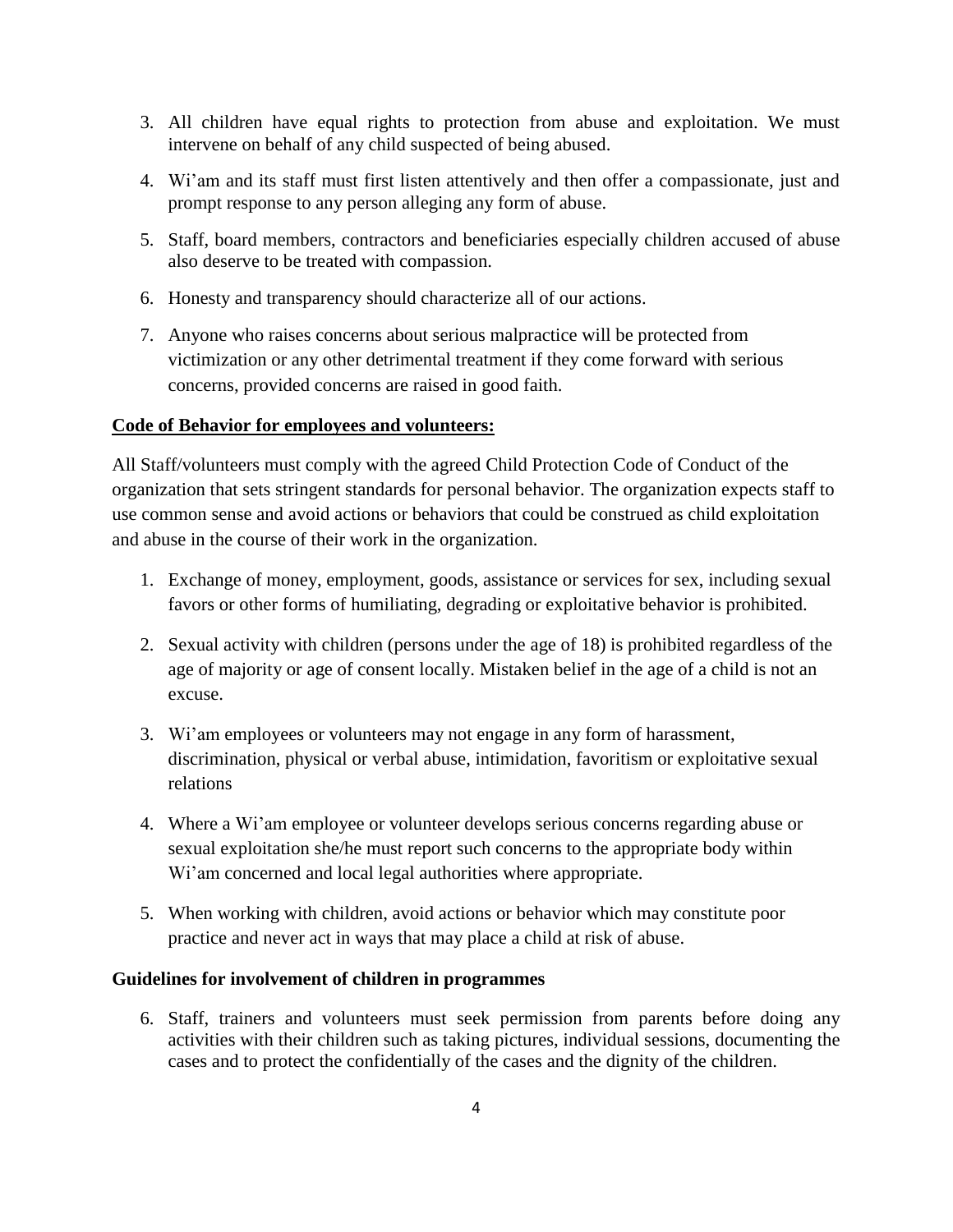3. All children have equal rights to protection from abuse and exploitation. We must intervene on behalf of any child suspected of being abused.

4. Wi'am and its staff must first listen attentively and then offer a compassionate, just and prompt response to any person alleging any form of abuse.

5. Staff, board members, contractors and beneficiaries especially children accused of abuse also deserve to be treated with compassion.

6. Honesty and transparency should characterize all of our actions.

7. Anyone who raises concerns about serious malpractice will be protected from victimization or any other detrimental treatment if they come forward with serious concerns, provided concerns are raised in good faith.

**<u>Code of Behavior for employees and volunteers:</u>**

All Staff/volunteers must comply with the agreed Child Protection Code of Conduct of the organization that sets stringent standards for personal behavior. The organization expects staff to use common sense and avoid actions or behaviors that could be construed as child exploitation and abuse in the course of their work in the organization.

1. Exchange of money, employment, goods, assistance or services for sex, including sexual favors or other forms of humiliating, degrading or exploitative behavior is prohibited.

2. Sexual activity with children (persons under the age of 18) is prohibited regardless of the age of majority or age of consent locally. Mistaken belief in the age of a child is not an excuse.

3. Wi'am employees or volunteers may not engage in any form of harassment, discrimination, physical or verbal abuse, intimidation, favoritism or exploitative sexual relations

4. Where a Wi'am employee or volunteer develops serious concerns regarding abuse or sexual exploitation she/he must report such concerns to the appropriate body within Wi'am concerned and local legal authorities where appropriate.

5. When working with children, avoid actions or behavior which may constitute poor practice and never act in ways that may place a child at risk of abuse.

**Guidelines for involvement of children in programmes**

6. Staff, trainers and volunteers must seek permission from parents before doing any activities with their children such as taking pictures, individual sessions, documenting the cases and to protect the confidentially of the cases and the dignity of the children.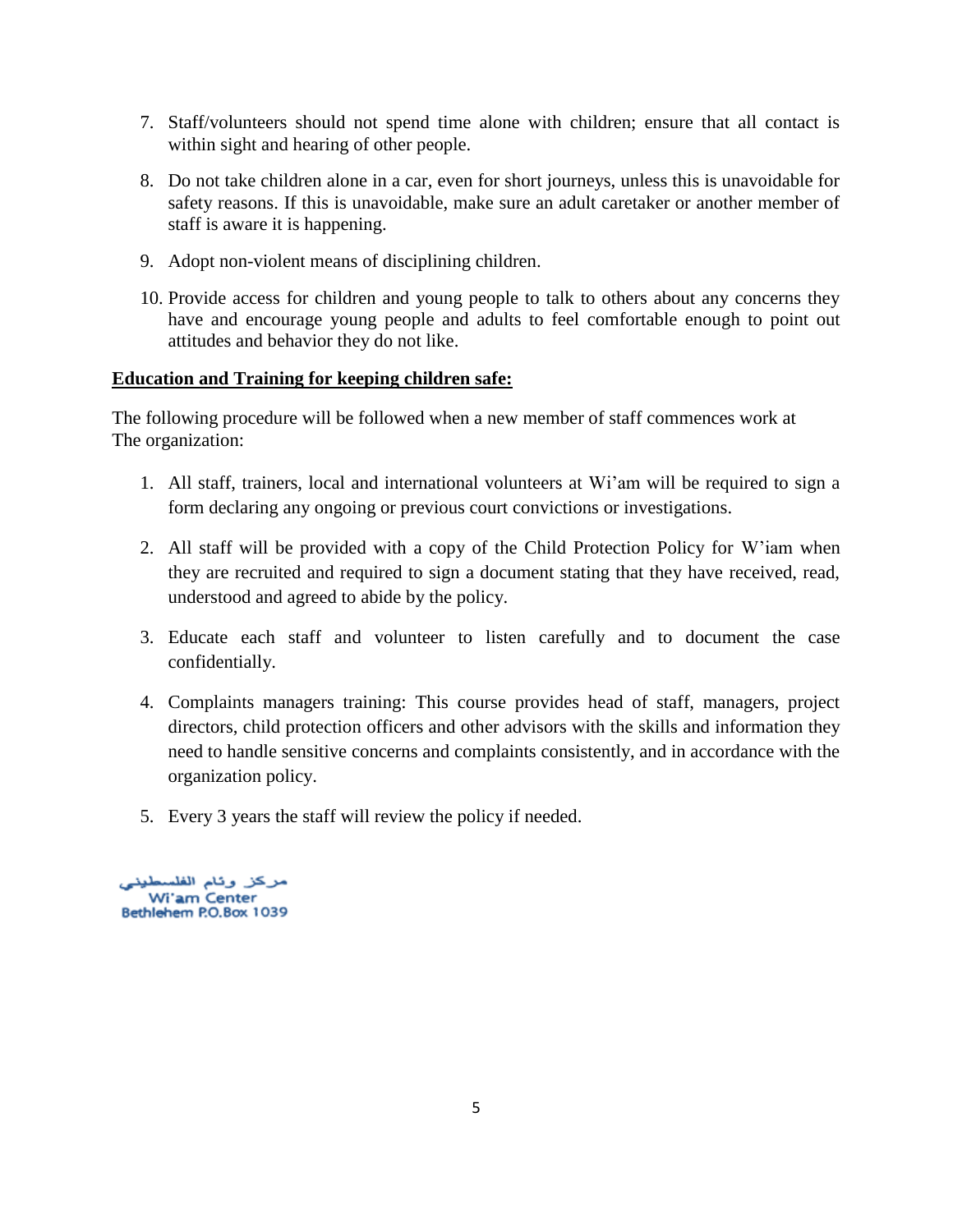7. Staff/volunteers should not spend time alone with children; ensure that all contact is within sight and hearing of other people.

8. Do not take children alone in a car, even for short journeys, unless this is unavoidable for safety reasons. If this is unavoidable, make sure an adult caretaker or another member of staff is aware it is happening.

9. Adopt non-violent means of disciplining children.

10. Provide access for children and young people to talk to others about any concerns they have and encourage young people and adults to feel comfortable enough to point out attitudes and behavior they do not like.

**Education and Training for keeping children safe:**

The following procedure will be followed when a new member of staff commences work at The organization:

1. All staff, trainers, local and international volunteers at Wi'am will be required to sign a form declaring any ongoing or previous court convictions or investigations.

2. All staff will be provided with a copy of the Child Protection Policy for W'iam when they are recruited and required to sign a document stating that they have received, read, understood and agreed to abide by the policy.

3. Educate each staff and volunteer to listen carefully and to document the case confidentially.

4. Complaints managers training: This course provides head of staff, managers, project directors, child protection officers and other advisors with the skills and information they need to handle sensitive concerns and complaints consistently, and in accordance with the organization policy.

5. Every 3 years the staff will review the policy if needed.

مركز وئام الفلسطيني
Wi'am Center
Bethlehem P.O.Box 1039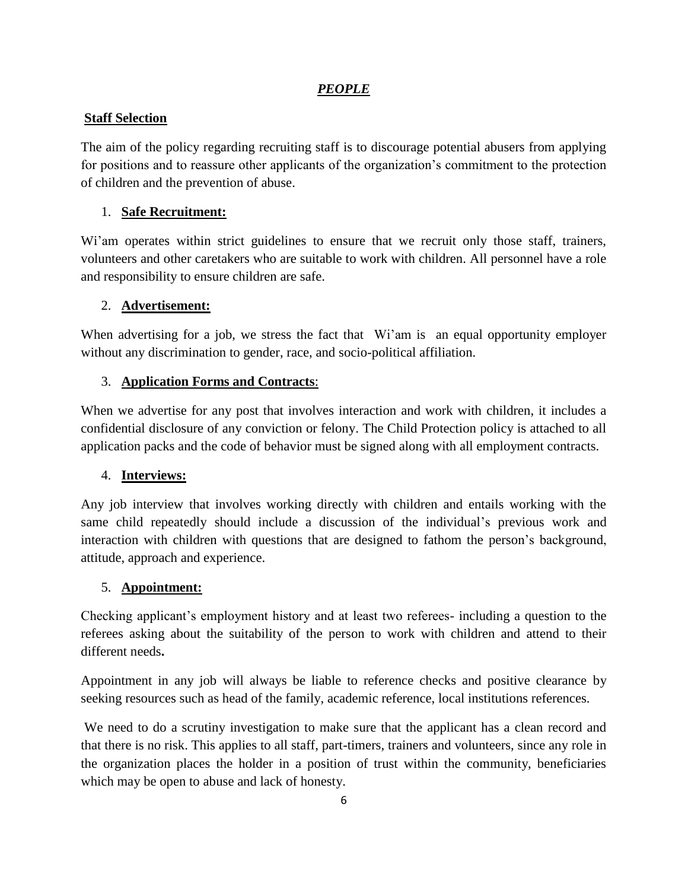# ***PEOPLE***

## Staff Selection

The aim of the policy regarding recruiting staff is to discourage potential abusers from applying for positions and to reassure other applicants of the organization's commitment to the protection of children and the prevention of abuse.

1. **Safe Recruitment:**

Wi'am operates within strict guidelines to ensure that we recruit only those staff, trainers, volunteers and other caretakers who are suitable to work with children. All personnel have a role and responsibility to ensure children are safe.

2. **Advertisement:**

When advertising for a job, we stress the fact that Wi'am is an equal opportunity employer without any discrimination to gender, race, and socio-political affiliation.

3. **Application Forms and Contracts**:

When we advertise for any post that involves interaction and work with children, it includes a confidential disclosure of any conviction or felony. The Child Protection policy is attached to all application packs and the code of behavior must be signed along with all employment contracts.

4. **Interviews:**

Any job interview that involves working directly with children and entails working with the same child repeatedly should include a discussion of the individual's previous work and interaction with children with questions that are designed to fathom the person's background, attitude, approach and experience.

5. **Appointment:**

Checking applicant's employment history and at least two referees- including a question to the referees asking about the suitability of the person to work with children and attend to their different needs**.**

Appointment in any job will always be liable to reference checks and positive clearance by seeking resources such as head of the family, academic reference, local institutions references.

We need to do a scrutiny investigation to make sure that the applicant has a clean record and that there is no risk. This applies to all staff, part-timers, trainers and volunteers, since any role in the organization places the holder in a position of trust within the community, beneficiaries which may be open to abuse and lack of honesty.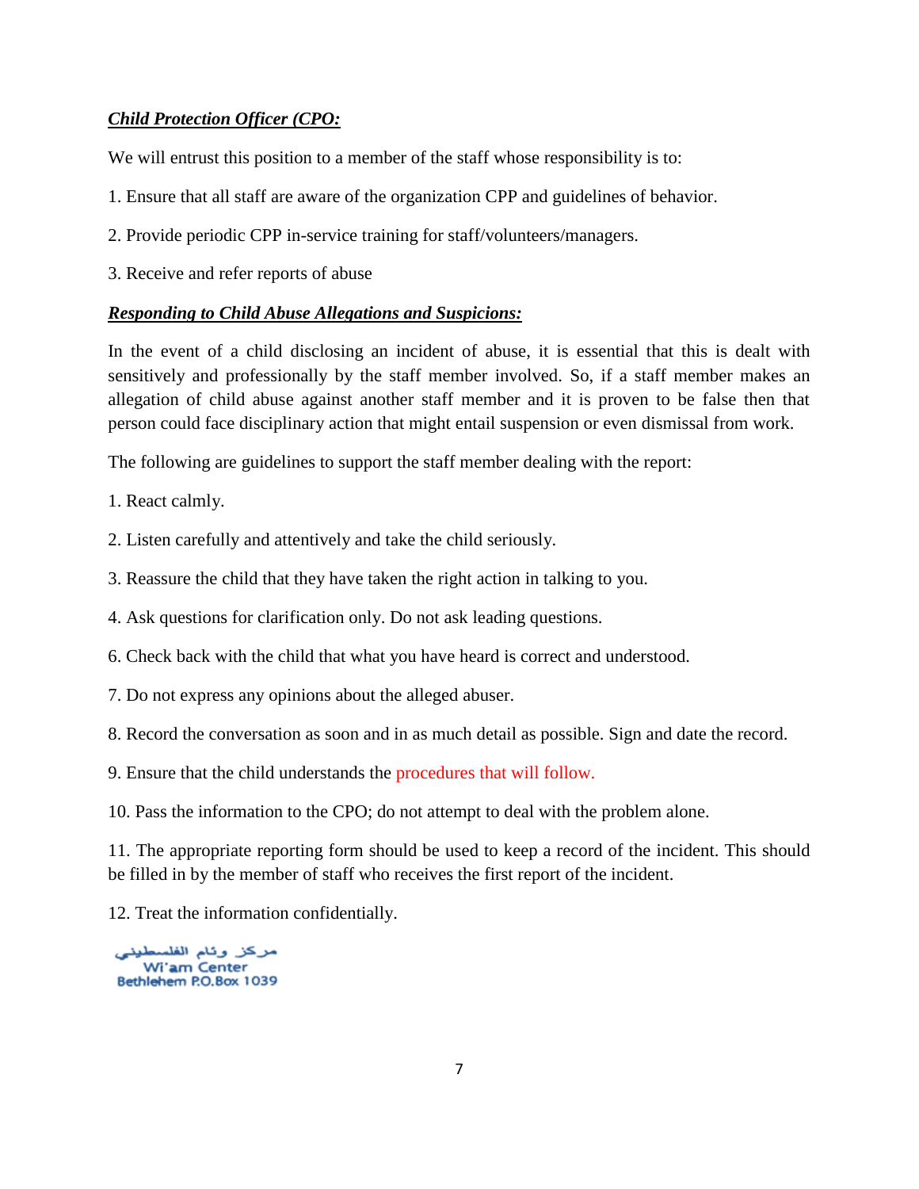***Child Protection Officer (CPO:***

We will entrust this position to a member of the staff whose responsibility is to:

1. Ensure that all staff are aware of the organization CPP and guidelines of behavior.

2. Provide periodic CPP in-service training for staff/volunteers/managers.

3. Receive and refer reports of abuse

***Responding to Child Abuse Allegations and Suspicions:***

In the event of a child disclosing an incident of abuse, it is essential that this is dealt with sensitively and professionally by the staff member involved. So, if a staff member makes an allegation of child abuse against another staff member and it is proven to be false then that person could face disciplinary action that might entail suspension or even dismissal from work.

The following are guidelines to support the staff member dealing with the report:

1. React calmly.

2. Listen carefully and attentively and take the child seriously.

3. Reassure the child that they have taken the right action in talking to you.

4. Ask questions for clarification only. Do not ask leading questions.

6. Check back with the child that what you have heard is correct and understood.

7. Do not express any opinions about the alleged abuser.

8. Record the conversation as soon and in as much detail as possible. Sign and date the record.

9. Ensure that the child understands the procedures that will follow.

10. Pass the information to the CPO; do not attempt to deal with the problem alone.

11. The appropriate reporting form should be used to keep a record of the incident. This should be filled in by the member of staff who receives the first report of the incident.

12. Treat the information confidentially.

مركز وئام الفلسطيني
Wi'am Center
Bethlehem P.O.Box 1039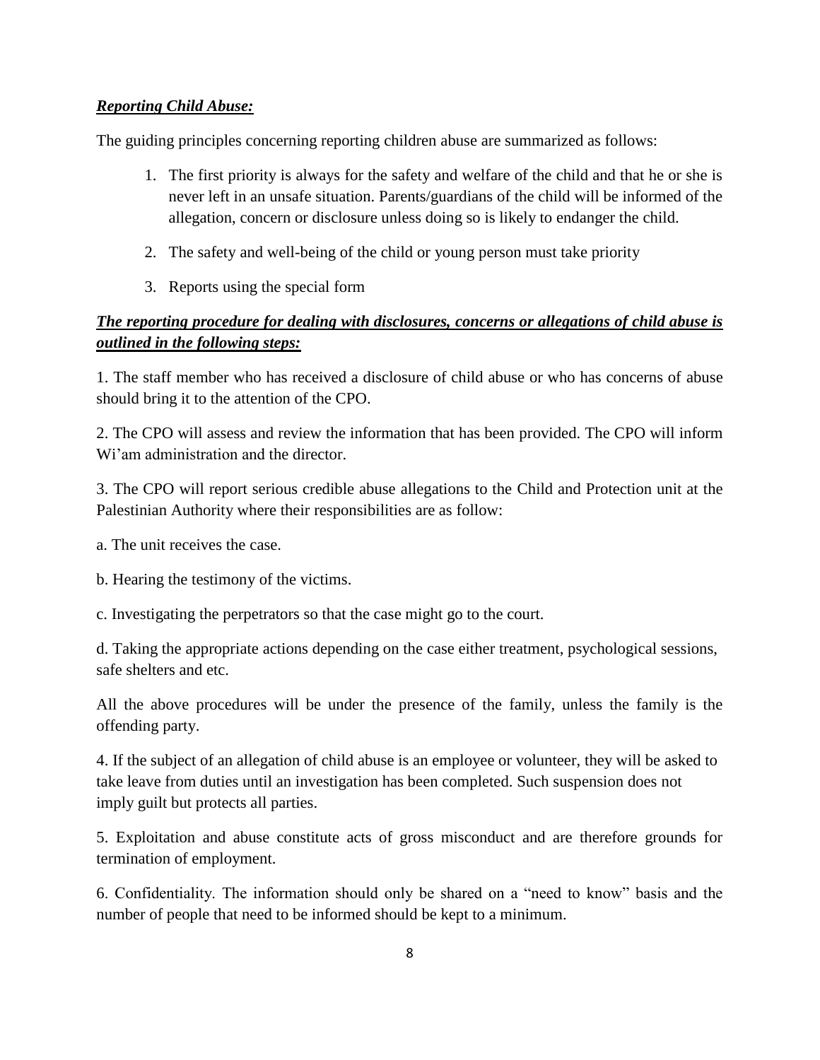***Reporting Child Abuse:***

The guiding principles concerning reporting children abuse are summarized as follows:

1. The first priority is always for the safety and welfare of the child and that he or she is never left in an unsafe situation. Parents/guardians of the child will be informed of the allegation, concern or disclosure unless doing so is likely to endanger the child.
2. The safety and well-being of the child or young person must take priority
3. Reports using the special form

***The reporting procedure for dealing with disclosures, concerns or allegations of child abuse is outlined in the following steps:***

1. The staff member who has received a disclosure of child abuse or who has concerns of abuse should bring it to the attention of the CPO.

2. The CPO will assess and review the information that has been provided. The CPO will inform Wi'am administration and the director.

3. The CPO will report serious credible abuse allegations to the Child and Protection unit at the Palestinian Authority where their responsibilities are as follow:

a. The unit receives the case.

b. Hearing the testimony of the victims.

c. Investigating the perpetrators so that the case might go to the court.

d. Taking the appropriate actions depending on the case either treatment, psychological sessions, safe shelters and etc.

All the above procedures will be under the presence of the family, unless the family is the offending party.

4. If the subject of an allegation of child abuse is an employee or volunteer, they will be asked to take leave from duties until an investigation has been completed. Such suspension does not imply guilt but protects all parties.

5. Exploitation and abuse constitute acts of gross misconduct and are therefore grounds for termination of employment.

6. Confidentiality. The information should only be shared on a "need to know" basis and the number of people that need to be informed should be kept to a minimum.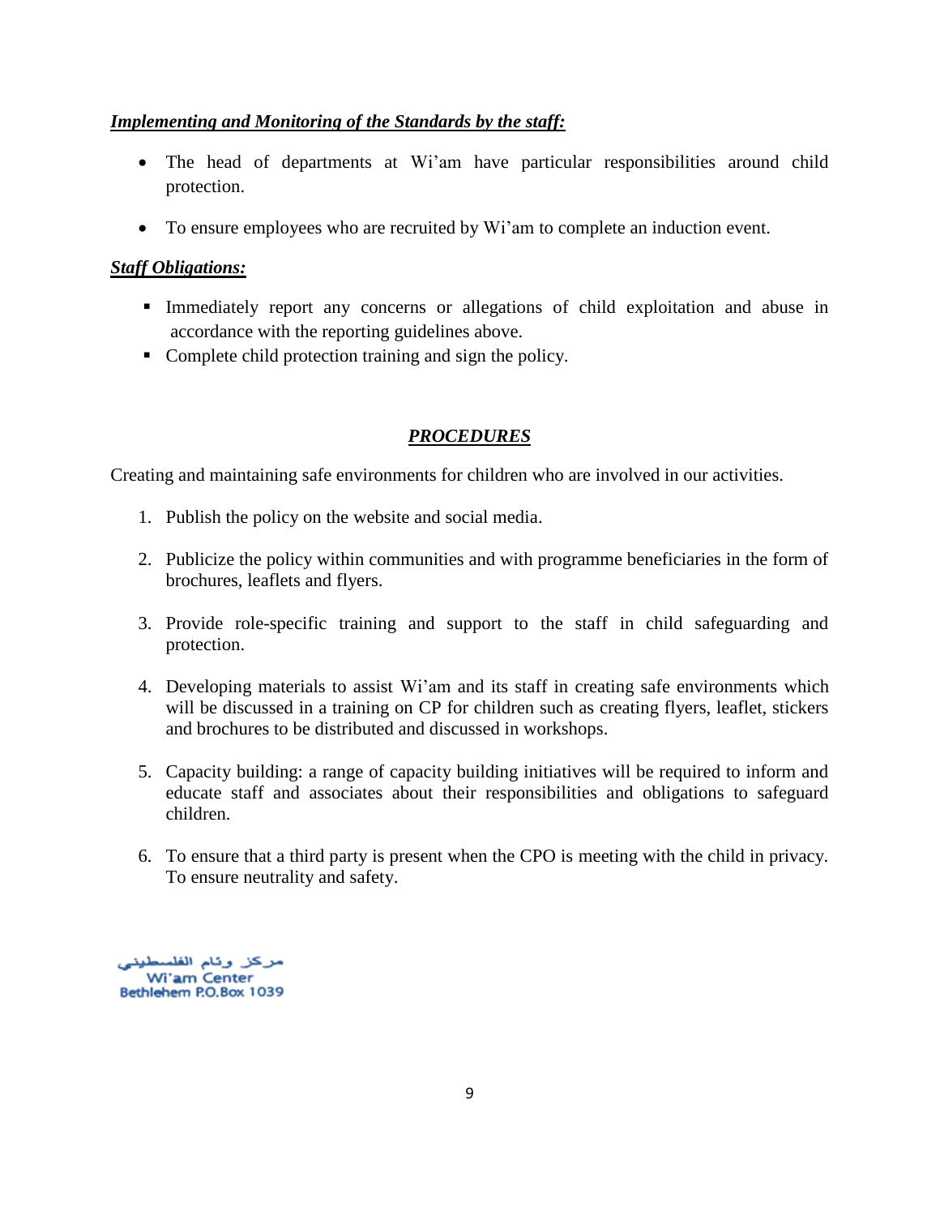***Implementing and Monitoring of the Standards by the staff:***

- The head of departments at Wi'am have particular responsibilities around child protection.
- To ensure employees who are recruited by Wi'am to complete an induction event.

***Staff Obligations:***

- Immediately report any concerns or allegations of child exploitation and abuse in accordance with the reporting guidelines above.
- Complete child protection training and sign the policy.

## ***PROCEDURES***

Creating and maintaining safe environments for children who are involved in our activities.

1. Publish the policy on the website and social media.
2. Publicize the policy within communities and with programme beneficiaries in the form of brochures, leaflets and flyers.
3. Provide role-specific training and support to the staff in child safeguarding and protection.
4. Developing materials to assist Wi'am and its staff in creating safe environments which will be discussed in a training on CP for children such as creating flyers, leaflet, stickers and brochures to be distributed and discussed in workshops.
5. Capacity building: a range of capacity building initiatives will be required to inform and educate staff and associates about their responsibilities and obligations to safeguard children.
6. To ensure that a third party is present when the CPO is meeting with the child in privacy. To ensure neutrality and safety.

مركز وئام الفلسطيني
Wi'am Center
Bethlehem P.O.Box 1039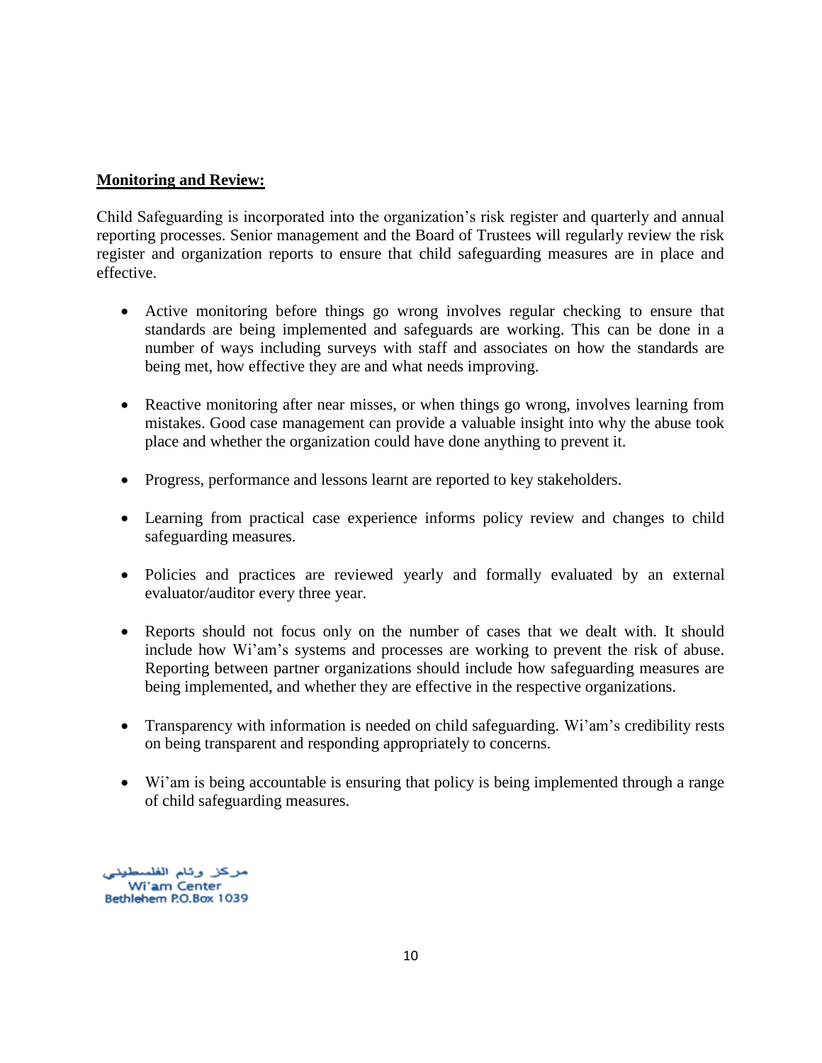**Monitoring and Review:**

Child Safeguarding is incorporated into the organization's risk register and quarterly and annual reporting processes. Senior management and the Board of Trustees will regularly review the risk register and organization reports to ensure that child safeguarding measures are in place and effective.

- Active monitoring before things go wrong involves regular checking to ensure that standards are being implemented and safeguards are working. This can be done in a number of ways including surveys with staff and associates on how the standards are being met, how effective they are and what needs improving.

- Reactive monitoring after near misses, or when things go wrong, involves learning from mistakes. Good case management can provide a valuable insight into why the abuse took place and whether the organization could have done anything to prevent it.

- Progress, performance and lessons learnt are reported to key stakeholders.

- Learning from practical case experience informs policy review and changes to child safeguarding measures.

- Policies and practices are reviewed yearly and formally evaluated by an external evaluator/auditor every three year.

- Reports should not focus only on the number of cases that we dealt with. It should include how Wi'am's systems and processes are working to prevent the risk of abuse. Reporting between partner organizations should include how safeguarding measures are being implemented, and whether they are effective in the respective organizations.

- Transparency with information is needed on child safeguarding. Wi'am's credibility rests on being transparent and responding appropriately to concerns.

- Wi'am is being accountable is ensuring that policy is being implemented through a range of child safeguarding measures.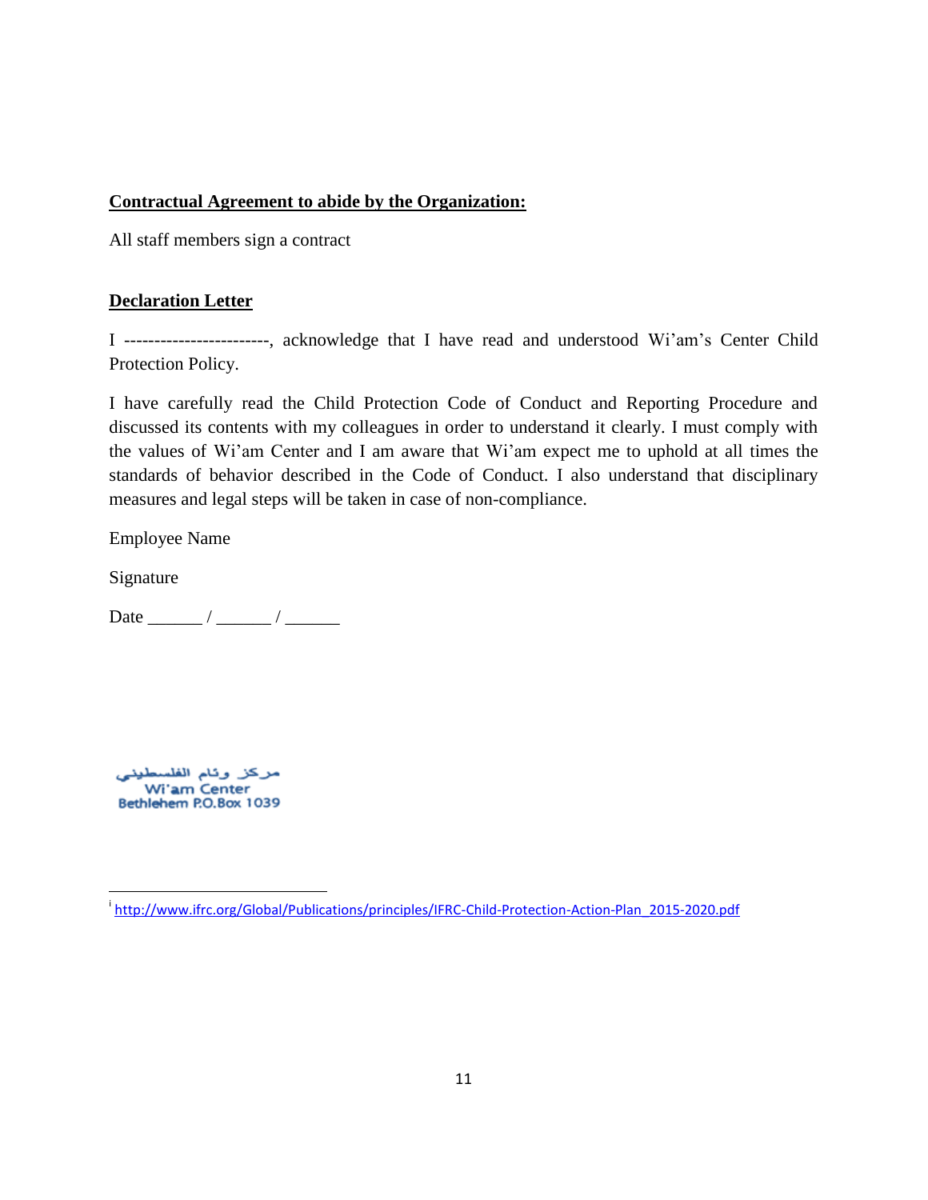**Contractual Agreement to abide by the Organization:**

All staff members sign a contract

**Declaration Letter**

I ------------------------, acknowledge that I have read and understood Wi'am's Center Child Protection Policy.

I have carefully read the Child Protection Code of Conduct and Reporting Procedure and discussed its contents with my colleagues in order to understand it clearly. I must comply with the values of Wi'am Center and I am aware that Wi'am expect me to uphold at all times the standards of behavior described in the Code of Conduct. I also understand that disciplinary measures and legal steps will be taken in case of non-compliance.

Employee Name

Signature

Date ______ / ______ / ______

مركز وئام الفلسطيني
Wi'am Center
Bethlehem P.O.Box 1039

---

[i] http://www.ifrc.org/Global/Publications/principles/IFRC-Child-Protection-Action-Plan_2015-2020.pdf